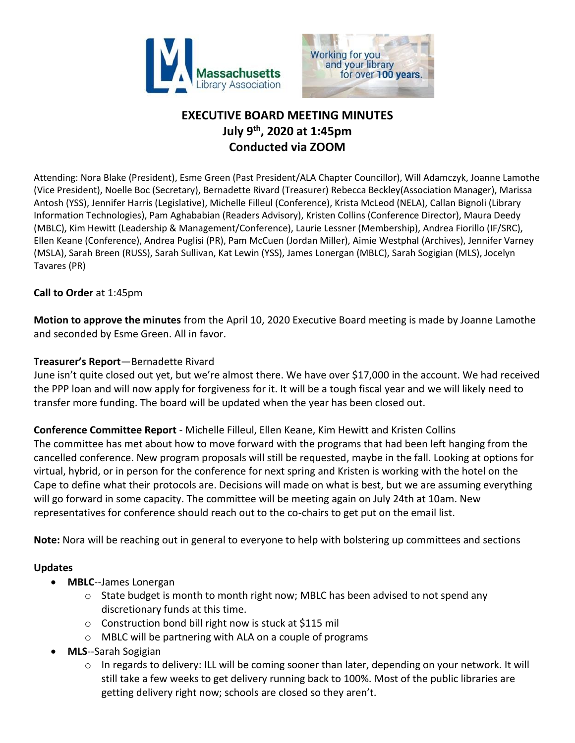# EXECUTIVE BOARD MEETING MINUTES
## July 9th, 2020 at 1:45pm
## Conducted via ZOOM

Attending: Nora Blake (President), Esme Green (Past President/ALA Chapter Councillor), Will Adamczyk, Joanne Lamothe (Vice President), Noelle Boc (Secretary), Bernadette Rivard (Treasurer) Rebecca Beckley(Association Manager), Marissa Antosh (YSS), Jennifer Harris (Legislative), Michelle Filleul (Conference), Krista McLeod (NELA), Callan Bignoli (Library Information Technologies), Pam Aghababian (Readers Advisory), Kristen Collins (Conference Director), Maura Deedy (MBLC), Kim Hewitt (Leadership & Management/Conference), Laurie Lessner (Membership), Andrea Fiorillo (IF/SRC), Ellen Keane (Conference), Andrea Puglisi (PR), Pam McCuen (Jordan Miller), Aimie Westphal (Archives), Jennifer Varney (MSLA), Sarah Breen (RUSS), Sarah Sullivan, Kat Lewin (YSS), James Lonergan (MBLC), Sarah Sogigian (MLS), Jocelyn Tavares (PR)

**Call to Order** at 1:45pm

**Motion to approve the minutes** from the April 10, 2020 Executive Board meeting is made by Joanne Lamothe and seconded by Esme Green. All in favor.

**Treasurer's Report**—Bernadette Rivard
June isn't quite closed out yet, but we're almost there. We have over $17,000 in the account. We had received the PPP loan and will now apply for forgiveness for it. It will be a tough fiscal year and we will likely need to transfer more funding. The board will be updated when the year has been closed out.

**Conference Committee Report** - Michelle Filleul, Ellen Keane, Kim Hewitt and Kristen Collins
The committee has met about how to move forward with the programs that had been left hanging from the cancelled conference. New program proposals will still be requested, maybe in the fall. Looking at options for virtual, hybrid, or in person for the conference for next spring and Kristen is working with the hotel on the Cape to define what their protocols are. Decisions will made on what is best, but we are assuming everything will go forward in some capacity. The committee will be meeting again on July 24th at 10am. New representatives for conference should reach out to the co-chairs to get put on the email list.

**Note:** Nora will be reaching out in general to everyone to help with bolstering up committees and sections

**Updates**

- **MBLC**--James Lonergan
  - State budget is month to month right now; MBLC has been advised to not spend any discretionary funds at this time.
  - Construction bond bill right now is stuck at $115 mil
  - MBLC will be partnering with ALA on a couple of programs
- **MLS**--Sarah Sogigian
  - In regards to delivery: ILL will be coming sooner than later, depending on your network. It will still take a few weeks to get delivery running back to 100%. Most of the public libraries are getting delivery right now; schools are closed so they aren't.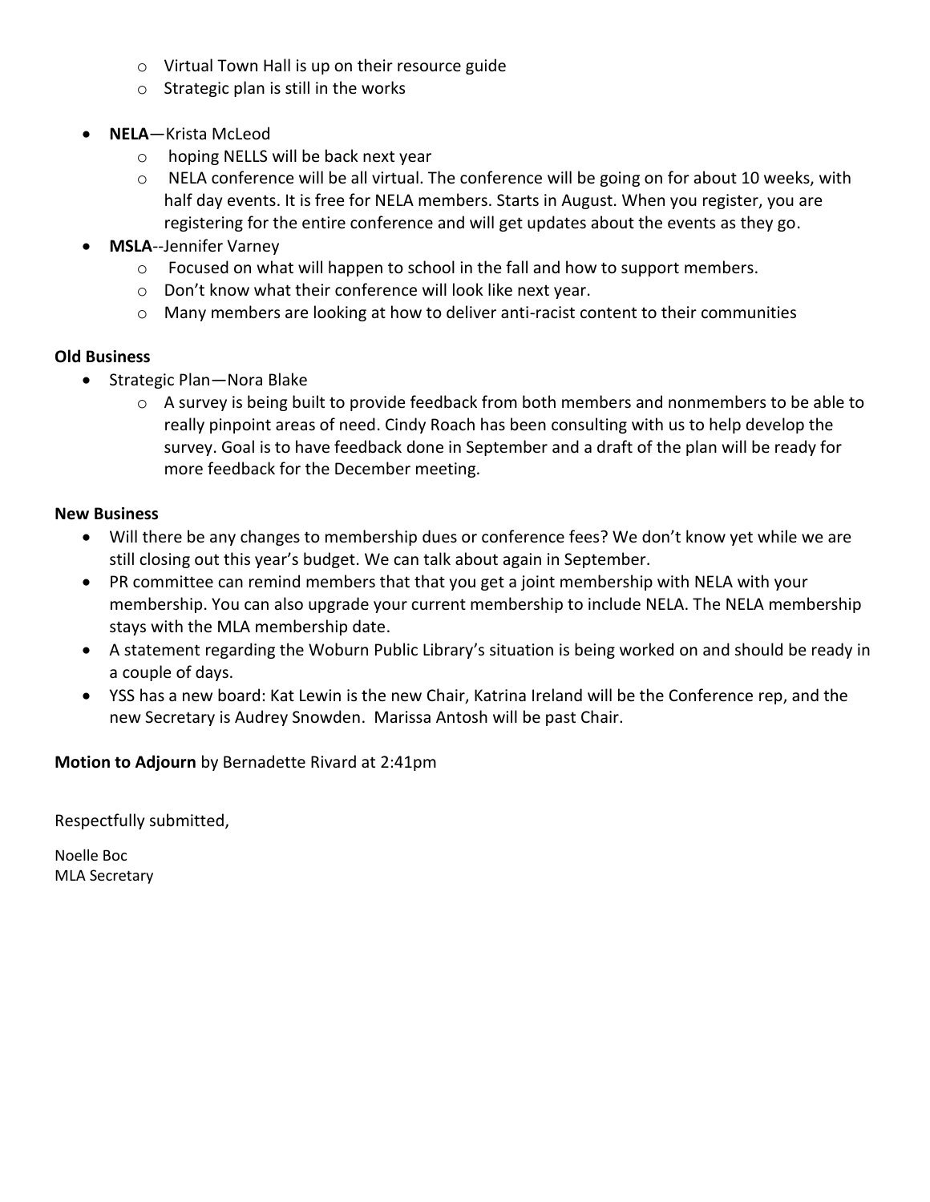- Virtual Town Hall is up on their resource guide
  - Strategic plan is still in the works

- **NELA**—Krista McLeod
  - hoping NELLS will be back next year
  - NELA conference will be all virtual. The conference will be going on for about 10 weeks, with half day events. It is free for NELA members. Starts in August. When you register, you are registering for the entire conference and will get updates about the events as they go.
- **MSLA**--Jennifer Varney
  - Focused on what will happen to school in the fall and how to support members.
  - Don't know what their conference will look like next year.
  - Many members are looking at how to deliver anti-racist content to their communities

**Old Business**

- Strategic Plan—Nora Blake
  - A survey is being built to provide feedback from both members and nonmembers to be able to really pinpoint areas of need. Cindy Roach has been consulting with us to help develop the survey. Goal is to have feedback done in September and a draft of the plan will be ready for more feedback for the December meeting.

**New Business**

- Will there be any changes to membership dues or conference fees? We don't know yet while we are still closing out this year's budget. We can talk about again in September.
- PR committee can remind members that that you get a joint membership with NELA with your membership. You can also upgrade your current membership to include NELA. The NELA membership stays with the MLA membership date.
- A statement regarding the Woburn Public Library's situation is being worked on and should be ready in a couple of days.
- YSS has a new board: Kat Lewin is the new Chair, Katrina Ireland will be the Conference rep, and the new Secretary is Audrey Snowden. Marissa Antosh will be past Chair.

**Motion to Adjourn** by Bernadette Rivard at 2:41pm

Respectfully submitted,

Noelle Boc
MLA Secretary